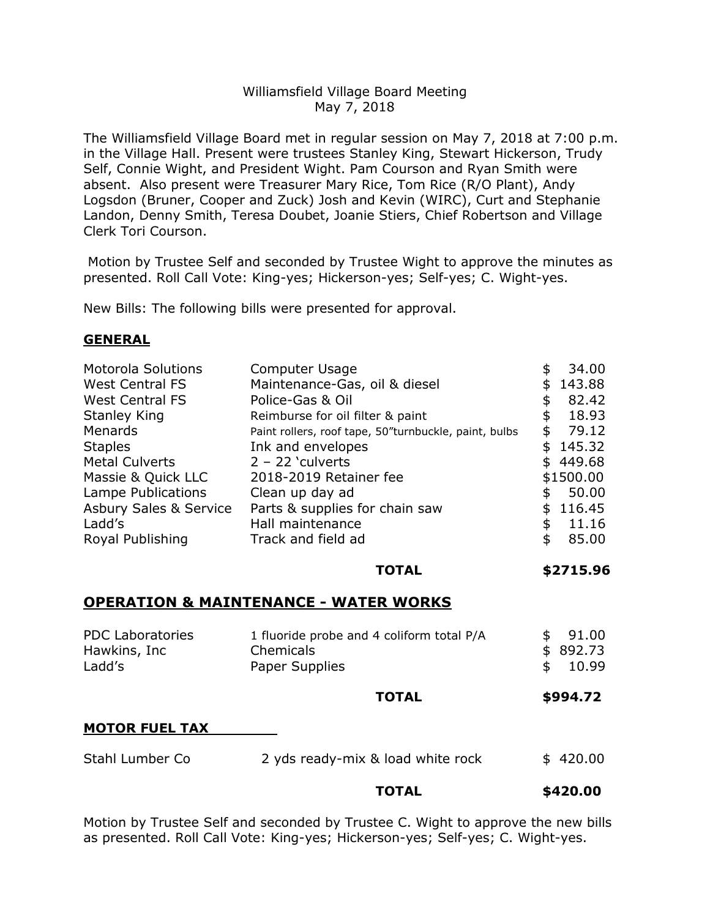Williamsfield Village Board Meeting
May 7, 2018

The Williamsfield Village Board met in regular session on May 7, 2018 at 7:00 p.m. in the Village Hall. Present were trustees Stanley King, Stewart Hickerson, Trudy Self, Connie Wight, and President Wight. Pam Courson and Ryan Smith were absent. Also present were Treasurer Mary Rice, Tom Rice (R/O Plant), Andy Logsdon (Bruner, Cooper and Zuck) Josh and Kevin (WIRC), Curt and Stephanie Landon, Denny Smith, Teresa Doubet, Joanie Stiers, Chief Robertson and Village Clerk Tori Courson.

Motion by Trustee Self and seconded by Trustee Wight to approve the minutes as presented. Roll Call Vote: King-yes; Hickerson-yes; Self-yes; C. Wight-yes.

New Bills: The following bills were presented for approval.

## GENERAL

| | | |
|---|---|---|
| Motorola Solutions | Computer Usage | $ 34.00 |
| West Central FS | Maintenance-Gas, oil & diesel | $ 143.88 |
| West Central FS | Police-Gas & Oil | $ 82.42 |
| Stanley King | Reimburse for oil filter & paint | $ 18.93 |
| Menards | Paint rollers, roof tape, 50"turnbuckle, paint, bulbs | $ 79.12 |
| Staples | Ink and envelopes | $ 145.32 |
| Metal Culverts | 2 – 22 'culverts | $ 449.68 |
| Massie & Quick LLC | 2018-2019 Retainer fee | $1500.00 |
| Lampe Publications | Clean up day ad | $ 50.00 |
| Asbury Sales & Service | Parts & supplies for chain saw | $ 116.45 |
| Ladd's | Hall maintenance | $ 11.16 |
| Royal Publishing | Track and field ad | $ 85.00 |
| | **TOTAL** | **$2715.96** |

## OPERATION & MAINTENANCE - WATER WORKS

| | | |
|---|---|---|
| PDC Laboratories | 1 fluoride probe and 4 coliform total P/A | $ 91.00 |
| Hawkins, Inc | Chemicals | $ 892.73 |
| Ladd's | Paper Supplies | $ 10.99 |
| | **TOTAL** | **$994.72** |

## MOTOR FUEL TAX

| | | |
|---|---|---|
| Stahl Lumber Co | 2 yds ready-mix & load white rock | $ 420.00 |
| | **TOTAL** | **$420.00** |

Motion by Trustee Self and seconded by Trustee C. Wight to approve the new bills as presented. Roll Call Vote: King-yes; Hickerson-yes; Self-yes; C. Wight-yes.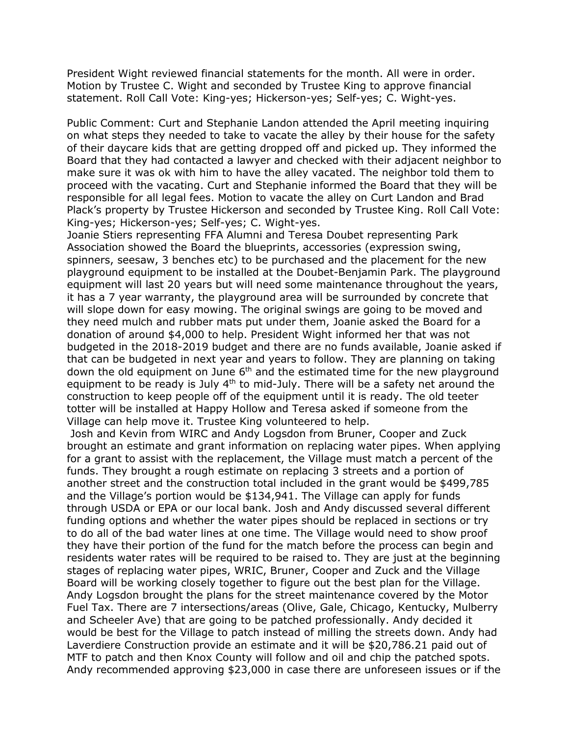President Wight reviewed financial statements for the month. All were in order. Motion by Trustee C. Wight and seconded by Trustee King to approve financial statement. Roll Call Vote: King-yes; Hickerson-yes; Self-yes; C. Wight-yes.

Public Comment: Curt and Stephanie Landon attended the April meeting inquiring on what steps they needed to take to vacate the alley by their house for the safety of their daycare kids that are getting dropped off and picked up. They informed the Board that they had contacted a lawyer and checked with their adjacent neighbor to make sure it was ok with him to have the alley vacated. The neighbor told them to proceed with the vacating. Curt and Stephanie informed the Board that they will be responsible for all legal fees. Motion to vacate the alley on Curt Landon and Brad Plack's property by Trustee Hickerson and seconded by Trustee King. Roll Call Vote: King-yes; Hickerson-yes; Self-yes; C. Wight-yes.

Joanie Stiers representing FFA Alumni and Teresa Doubet representing Park Association showed the Board the blueprints, accessories (expression swing, spinners, seesaw, 3 benches etc) to be purchased and the placement for the new playground equipment to be installed at the Doubet-Benjamin Park. The playground equipment will last 20 years but will need some maintenance throughout the years, it has a 7 year warranty, the playground area will be surrounded by concrete that will slope down for easy mowing. The original swings are going to be moved and they need mulch and rubber mats put under them, Joanie asked the Board for a donation of around $4,000 to help. President Wight informed her that was not budgeted in the 2018-2019 budget and there are no funds available, Joanie asked if that can be budgeted in next year and years to follow. They are planning on taking down the old equipment on June 6th and the estimated time for the new playground equipment to be ready is July 4th to mid-July. There will be a safety net around the construction to keep people off of the equipment until it is ready. The old teeter totter will be installed at Happy Hollow and Teresa asked if someone from the Village can help move it. Trustee King volunteered to help.

Josh and Kevin from WIRC and Andy Logsdon from Bruner, Cooper and Zuck brought an estimate and grant information on replacing water pipes. When applying for a grant to assist with the replacement, the Village must match a percent of the funds. They brought a rough estimate on replacing 3 streets and a portion of another street and the construction total included in the grant would be $499,785 and the Village's portion would be $134,941. The Village can apply for funds through USDA or EPA or our local bank. Josh and Andy discussed several different funding options and whether the water pipes should be replaced in sections or try to do all of the bad water lines at one time. The Village would need to show proof they have their portion of the fund for the match before the process can begin and residents water rates will be required to be raised to. They are just at the beginning stages of replacing water pipes, WRIC, Bruner, Cooper and Zuck and the Village Board will be working closely together to figure out the best plan for the Village.

Andy Logsdon brought the plans for the street maintenance covered by the Motor Fuel Tax. There are 7 intersections/areas (Olive, Gale, Chicago, Kentucky, Mulberry and Scheeler Ave) that are going to be patched professionally. Andy decided it would be best for the Village to patch instead of milling the streets down. Andy had Laverdiere Construction provide an estimate and it will be $20,786.21 paid out of MTF to patch and then Knox County will follow and oil and chip the patched spots. Andy recommended approving $23,000 in case there are unforeseen issues or if the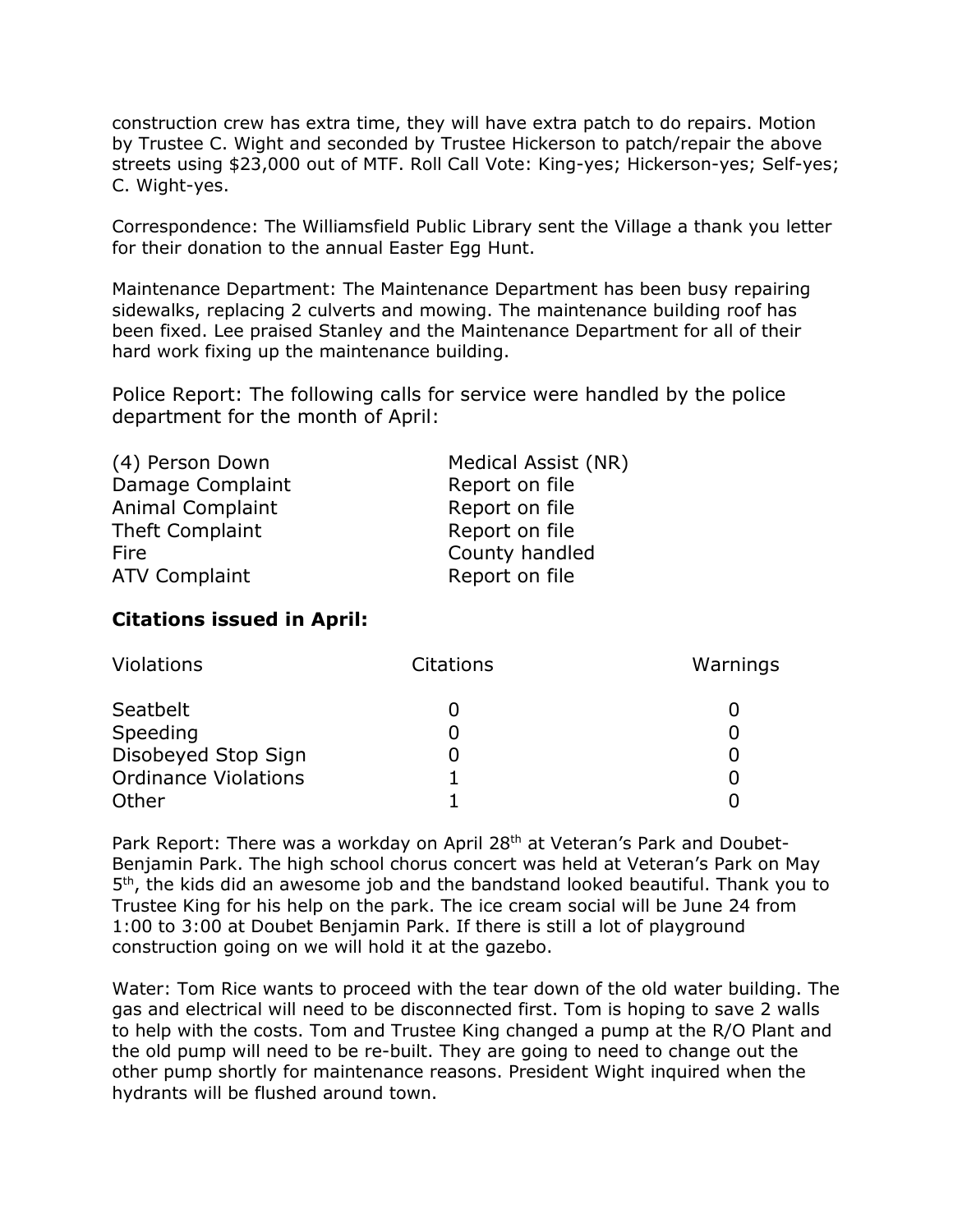construction crew has extra time, they will have extra patch to do repairs. Motion by Trustee C. Wight and seconded by Trustee Hickerson to patch/repair the above streets using $23,000 out of MTF. Roll Call Vote: King-yes; Hickerson-yes; Self-yes; C. Wight-yes.

Correspondence: The Williamsfield Public Library sent the Village a thank you letter for their donation to the annual Easter Egg Hunt.

Maintenance Department: The Maintenance Department has been busy repairing sidewalks, replacing 2 culverts and mowing. The maintenance building roof has been fixed. Lee praised Stanley and the Maintenance Department for all of their hard work fixing up the maintenance building.

Police Report: The following calls for service were handled by the police department for the month of April:

| | |
|---|---|
| (4) Person Down | Medical Assist (NR) |
| Damage Complaint | Report on file |
| Animal Complaint | Report on file |
| Theft Complaint | Report on file |
| Fire | County handled |
| ATV Complaint | Report on file |

**Citations issued in April:**

| Violations | Citations | Warnings |
|---|---|---|
| Seatbelt | 0 | 0 |
| Speeding | 0 | 0 |
| Disobeyed Stop Sign | 0 | 0 |
| Ordinance Violations | 1 | 0 |
| Other | 1 | 0 |

Park Report: There was a workday on April 28th at Veteran's Park and Doubet-Benjamin Park. The high school chorus concert was held at Veteran's Park on May 5th, the kids did an awesome job and the bandstand looked beautiful. Thank you to Trustee King for his help on the park. The ice cream social will be June 24 from 1:00 to 3:00 at Doubet Benjamin Park. If there is still a lot of playground construction going on we will hold it at the gazebo.

Water: Tom Rice wants to proceed with the tear down of the old water building. The gas and electrical will need to be disconnected first. Tom is hoping to save 2 walls to help with the costs. Tom and Trustee King changed a pump at the R/O Plant and the old pump will need to be re-built. They are going to need to change out the other pump shortly for maintenance reasons. President Wight inquired when the hydrants will be flushed around town.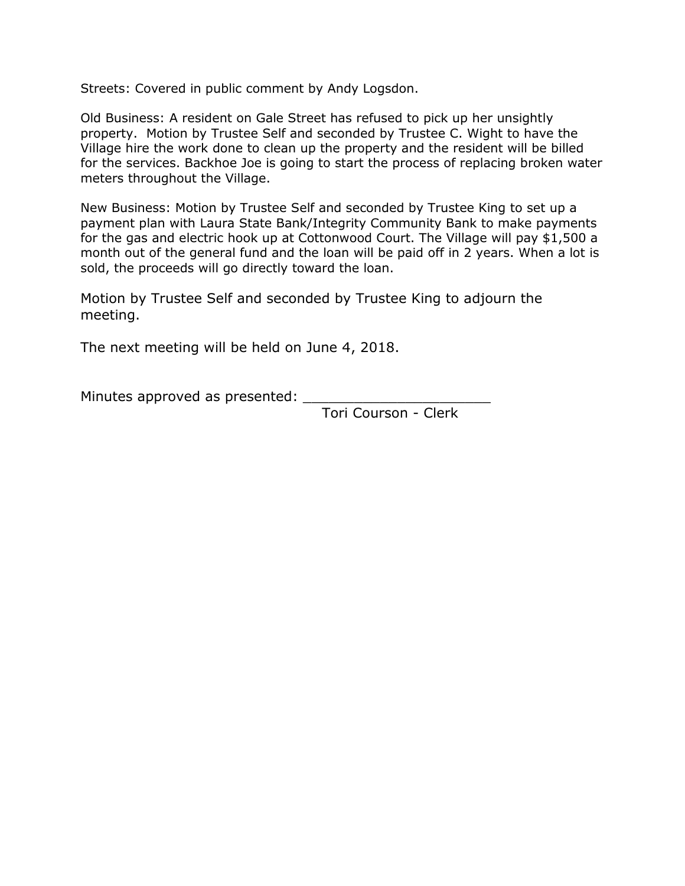Streets: Covered in public comment by Andy Logsdon.

Old Business: A resident on Gale Street has refused to pick up her unsightly property. Motion by Trustee Self and seconded by Trustee C. Wight to have the Village hire the work done to clean up the property and the resident will be billed for the services. Backhoe Joe is going to start the process of replacing broken water meters throughout the Village.

New Business: Motion by Trustee Self and seconded by Trustee King to set up a payment plan with Laura State Bank/Integrity Community Bank to make payments for the gas and electric hook up at Cottonwood Court. The Village will pay $1,500 a month out of the general fund and the loan will be paid off in 2 years. When a lot is sold, the proceeds will go directly toward the loan.

Motion by Trustee Self and seconded by Trustee King to adjourn the meeting.

The next meeting will be held on June 4, 2018.

Minutes approved as presented: ______________________

Tori Courson - Clerk